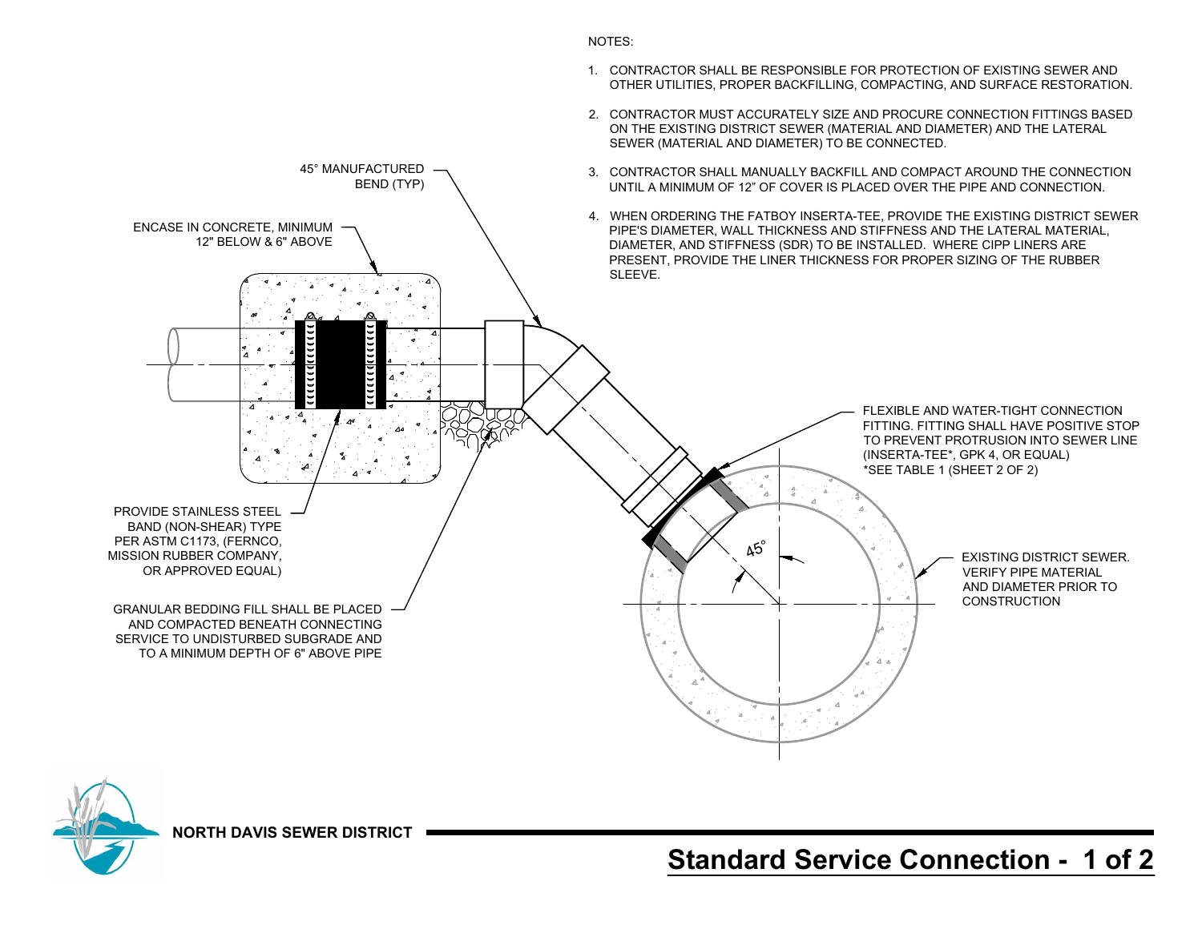NOTES:

1. CONTRACTOR SHALL BE RESPONSIBLE FOR PROTECTION OF EXISTING SEWER AND OTHER UTILITIES, PROPER BACKFILLING, COMPACTING, AND SURFACE RESTORATION.
2. CONTRACTOR MUST ACCURATELY SIZE AND PROCURE CONNECTION FITTINGS BASED ON THE EXISTING DISTRICT SEWER (MATERIAL AND DIAMETER) AND THE LATERAL SEWER (MATERIAL AND DIAMETER) TO BE CONNECTED.
3. CONTRACTOR SHALL MANUALLY BACKFILL AND COMPACT AROUND THE CONNECTION UNTIL A MINIMUM OF 12" OF COVER IS PLACED OVER THE PIPE AND CONNECTION.
4. WHEN ORDERING THE FATBOY INSERTA-TEE, PROVIDE THE EXISTING DISTRICT SEWER PIPE'S DIAMETER, WALL THICKNESS AND STIFFNESS AND THE LATERAL MATERIAL, DIAMETER, AND STIFFNESS (SDR) TO BE INSTALLED. WHERE CIPP LINERS ARE PRESENT, PROVIDE THE LINER THICKNESS FOR PROPER SIZING OF THE RUBBER SLEEVE.

45° MANUFACTURED BEND (TYP)

ENCASE IN CONCRETE, MINIMUM 12" BELOW & 6" ABOVE

PROVIDE STAINLESS STEEL BAND (NON-SHEAR) TYPE PER ASTM C1173, (FERNCO, MISSION RUBBER COMPANY, OR APPROVED EQUAL)

GRANULAR BEDDING FILL SHALL BE PLACED AND COMPACTED BENEATH CONNECTING SERVICE TO UNDISTURBED SUBGRADE AND TO A MINIMUM DEPTH OF 6" ABOVE PIPE

FLEXIBLE AND WATER-TIGHT CONNECTION FITTING. FITTING SHALL HAVE POSITIVE STOP TO PREVENT PROTRUSION INTO SEWER LINE (INSERTA-TEE*, GPK 4, OR EQUAL)
*SEE TABLE 1 (SHEET 2 OF 2)

45°

EXISTING DISTRICT SEWER. VERIFY PIPE MATERIAL AND DIAMETER PRIOR TO CONSTRUCTION

**NORTH DAVIS SEWER DISTRICT**

# Standard Service Connection - 1 of 2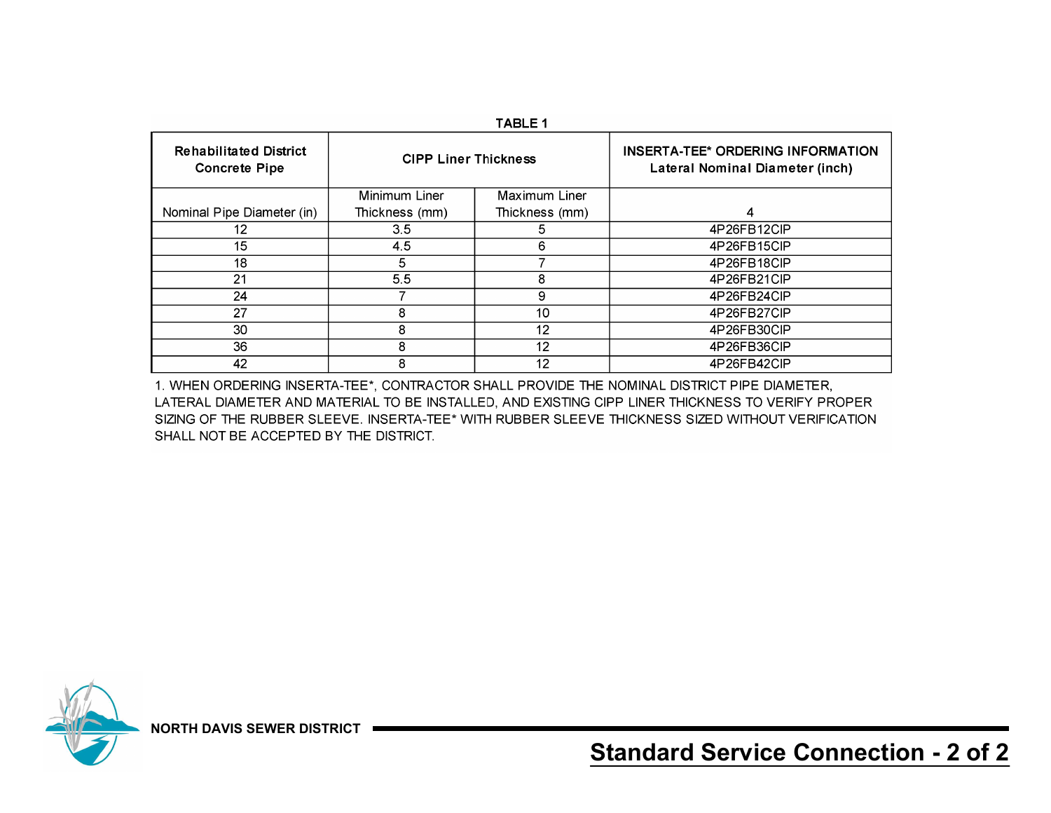**TABLE 1**

| Rehabilitated District Concrete Pipe | CIPP Liner Thickness | | INSERTA-TEE* ORDERING INFORMATION Lateral Nominal Diameter (inch) |
|---|---|---|---|
| Nominal Pipe Diameter (in) | Minimum Liner Thickness (mm) | Maximum Liner Thickness (mm) | 4 |
| 12 | 3.5 | 5 | 4P26FB12CIP |
| 15 | 4.5 | 6 | 4P26FB15CIP |
| 18 | 5 | 7 | 4P26FB18CIP |
| 21 | 5.5 | 8 | 4P26FB21CIP |
| 24 | 7 | 9 | 4P26FB24CIP |
| 27 | 8 | 10 | 4P26FB27CIP |
| 30 | 8 | 12 | 4P26FB30CIP |
| 36 | 8 | 12 | 4P26FB36CIP |
| 42 | 8 | 12 | 4P26FB42CIP |

1. WHEN ORDERING INSERTA-TEE*, CONTRACTOR SHALL PROVIDE THE NOMINAL DISTRICT PIPE DIAMETER, LATERAL DIAMETER AND MATERIAL TO BE INSTALLED, AND EXISTING CIPP LINER THICKNESS TO VERIFY PROPER SIZING OF THE RUBBER SLEEVE. INSERTA-TEE* WITH RUBBER SLEEVE THICKNESS SIZED WITHOUT VERIFICATION SHALL NOT BE ACCEPTED BY THE DISTRICT.

NORTH DAVIS SEWER DISTRICT

## Standard Service Connection - 2 of 2